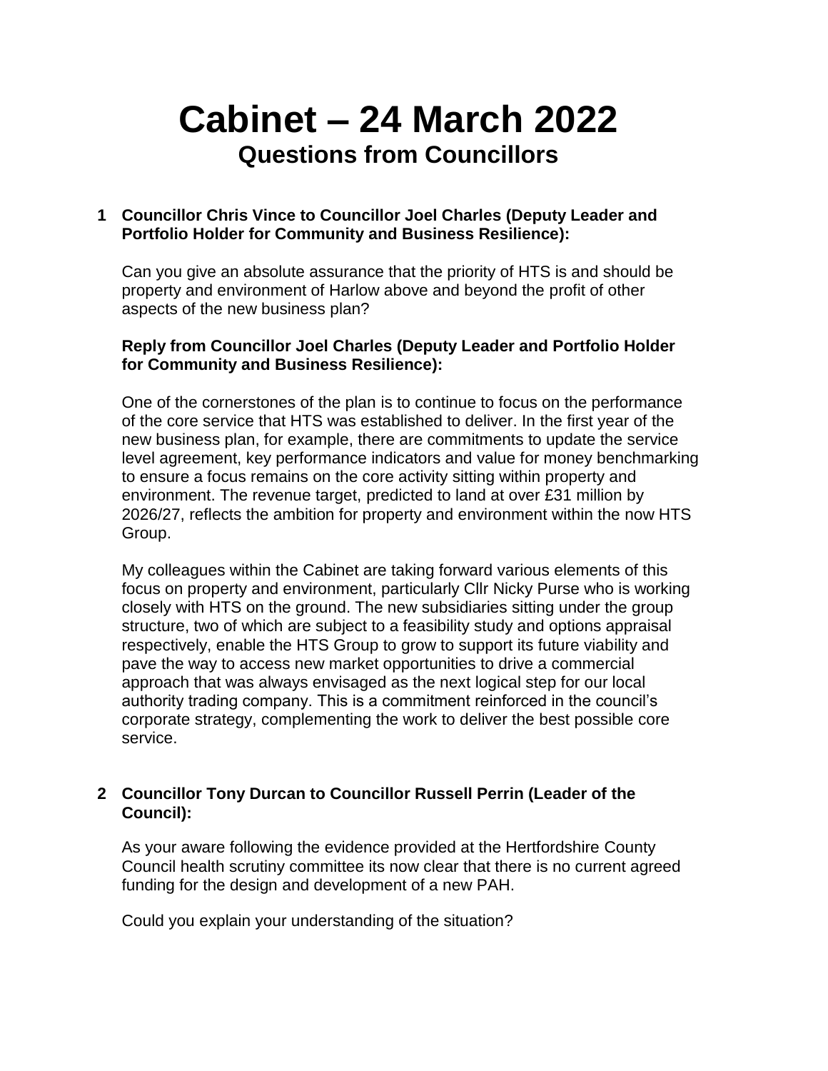# Cabinet – 24 March 2022

## Questions from Councillors

**1 Councillor Chris Vince to Councillor Joel Charles (Deputy Leader and Portfolio Holder for Community and Business Resilience):**

Can you give an absolute assurance that the priority of HTS is and should be property and environment of Harlow above and beyond the profit of other aspects of the new business plan?

**Reply from Councillor Joel Charles (Deputy Leader and Portfolio Holder for Community and Business Resilience):**

One of the cornerstones of the plan is to continue to focus on the performance of the core service that HTS was established to deliver. In the first year of the new business plan, for example, there are commitments to update the service level agreement, key performance indicators and value for money benchmarking to ensure a focus remains on the core activity sitting within property and environment. The revenue target, predicted to land at over £31 million by 2026/27, reflects the ambition for property and environment within the now HTS Group.

My colleagues within the Cabinet are taking forward various elements of this focus on property and environment, particularly Cllr Nicky Purse who is working closely with HTS on the ground. The new subsidiaries sitting under the group structure, two of which are subject to a feasibility study and options appraisal respectively, enable the HTS Group to grow to support its future viability and pave the way to access new market opportunities to drive a commercial approach that was always envisaged as the next logical step for our local authority trading company. This is a commitment reinforced in the council's corporate strategy, complementing the work to deliver the best possible core service.

**2 Councillor Tony Durcan to Councillor Russell Perrin (Leader of the Council):**

As your aware following the evidence provided at the Hertfordshire County Council health scrutiny committee its now clear that there is no current agreed funding for the design and development of a new PAH.

Could you explain your understanding of the situation?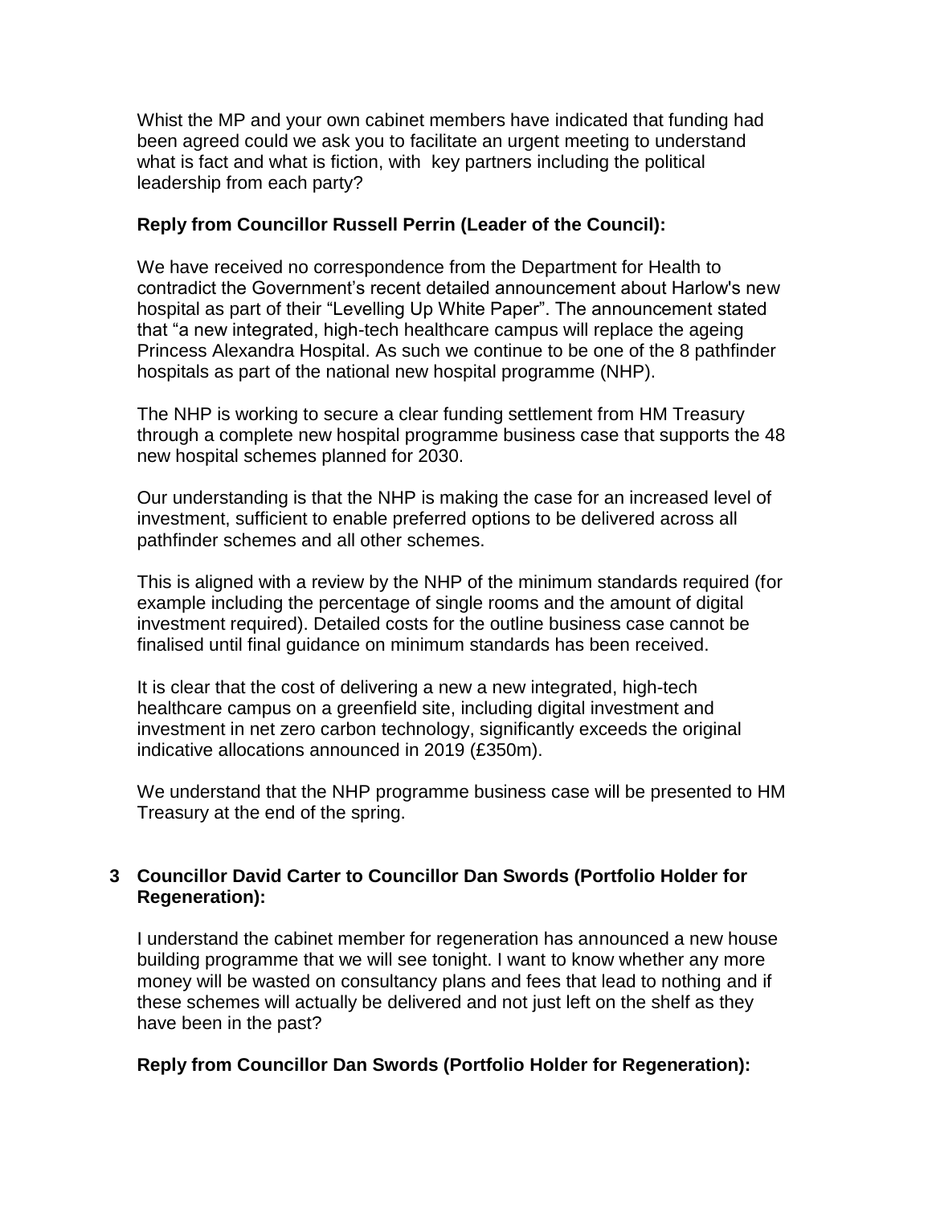Whist the MP and your own cabinet members have indicated that funding had been agreed could we ask you to facilitate an urgent meeting to understand what is fact and what is fiction, with key partners including the political leadership from each party?

**Reply from Councillor Russell Perrin (Leader of the Council):**

We have received no correspondence from the Department for Health to contradict the Government's recent detailed announcement about Harlow's new hospital as part of their "Levelling Up White Paper". The announcement stated that "a new integrated, high-tech healthcare campus will replace the ageing Princess Alexandra Hospital. As such we continue to be one of the 8 pathfinder hospitals as part of the national new hospital programme (NHP).

The NHP is working to secure a clear funding settlement from HM Treasury through a complete new hospital programme business case that supports the 48 new hospital schemes planned for 2030.

Our understanding is that the NHP is making the case for an increased level of investment, sufficient to enable preferred options to be delivered across all pathfinder schemes and all other schemes.

This is aligned with a review by the NHP of the minimum standards required (for example including the percentage of single rooms and the amount of digital investment required). Detailed costs for the outline business case cannot be finalised until final guidance on minimum standards has been received.

It is clear that the cost of delivering a new a new integrated, high-tech healthcare campus on a greenfield site, including digital investment and investment in net zero carbon technology, significantly exceeds the original indicative allocations announced in 2019 (£350m).

We understand that the NHP programme business case will be presented to HM Treasury at the end of the spring.

**3 Councillor David Carter to Councillor Dan Swords (Portfolio Holder for Regeneration):**

I understand the cabinet member for regeneration has announced a new house building programme that we will see tonight. I want to know whether any more money will be wasted on consultancy plans and fees that lead to nothing and if these schemes will actually be delivered and not just left on the shelf as they have been in the past?

**Reply from Councillor Dan Swords (Portfolio Holder for Regeneration):**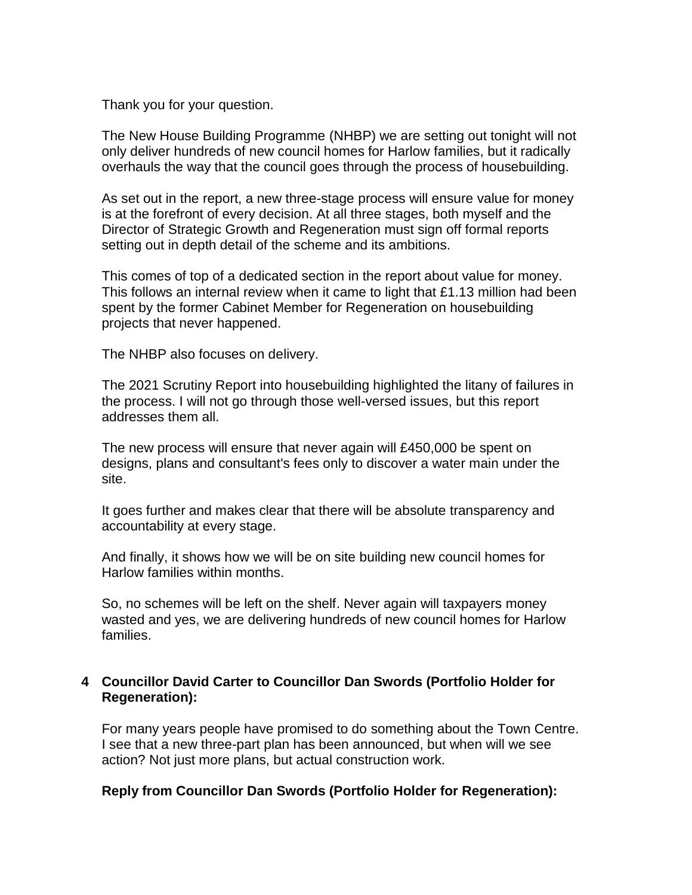Thank you for your question.

The New House Building Programme (NHBP) we are setting out tonight will not only deliver hundreds of new council homes for Harlow families, but it radically overhauls the way that the council goes through the process of housebuilding.

As set out in the report, a new three-stage process will ensure value for money is at the forefront of every decision. At all three stages, both myself and the Director of Strategic Growth and Regeneration must sign off formal reports setting out in depth detail of the scheme and its ambitions.

This comes of top of a dedicated section in the report about value for money. This follows an internal review when it came to light that £1.13 million had been spent by the former Cabinet Member for Regeneration on housebuilding projects that never happened.

The NHBP also focuses on delivery.

The 2021 Scrutiny Report into housebuilding highlighted the litany of failures in the process. I will not go through those well-versed issues, but this report addresses them all.

The new process will ensure that never again will £450,000 be spent on designs, plans and consultant's fees only to discover a water main under the site.

It goes further and makes clear that there will be absolute transparency and accountability at every stage.

And finally, it shows how we will be on site building new council homes for Harlow families within months.

So, no schemes will be left on the shelf. Never again will taxpayers money wasted and yes, we are delivering hundreds of new council homes for Harlow families.

**4 Councillor David Carter to Councillor Dan Swords (Portfolio Holder for Regeneration):**

For many years people have promised to do something about the Town Centre. I see that a new three-part plan has been announced, but when will we see action? Not just more plans, but actual construction work.

**Reply from Councillor Dan Swords (Portfolio Holder for Regeneration):**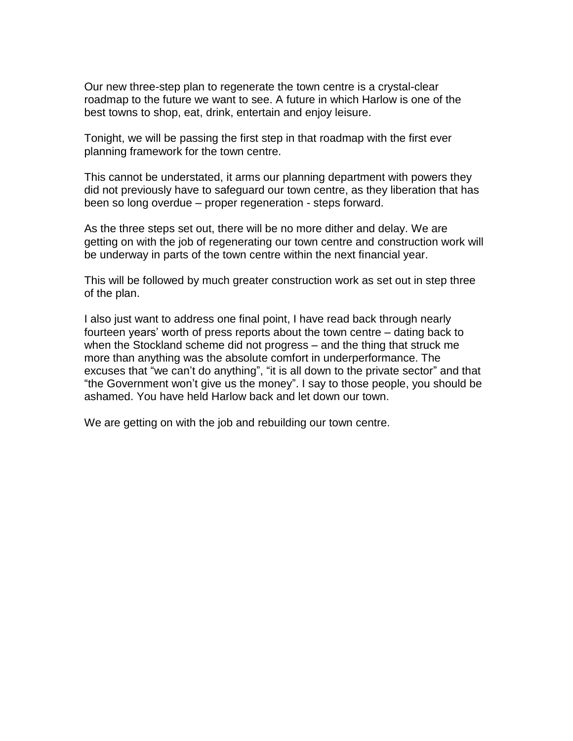Our new three-step plan to regenerate the town centre is a crystal-clear roadmap to the future we want to see. A future in which Harlow is one of the best towns to shop, eat, drink, entertain and enjoy leisure.

Tonight, we will be passing the first step in that roadmap with the first ever planning framework for the town centre.

This cannot be understated, it arms our planning department with powers they did not previously have to safeguard our town centre, as they liberation that has been so long overdue – proper regeneration - steps forward.

As the three steps set out, there will be no more dither and delay. We are getting on with the job of regenerating our town centre and construction work will be underway in parts of the town centre within the next financial year.

This will be followed by much greater construction work as set out in step three of the plan.

I also just want to address one final point, I have read back through nearly fourteen years' worth of press reports about the town centre – dating back to when the Stockland scheme did not progress – and the thing that struck me more than anything was the absolute comfort in underperformance. The excuses that "we can't do anything", "it is all down to the private sector" and that "the Government won't give us the money". I say to those people, you should be ashamed. You have held Harlow back and let down our town.

We are getting on with the job and rebuilding our town centre.